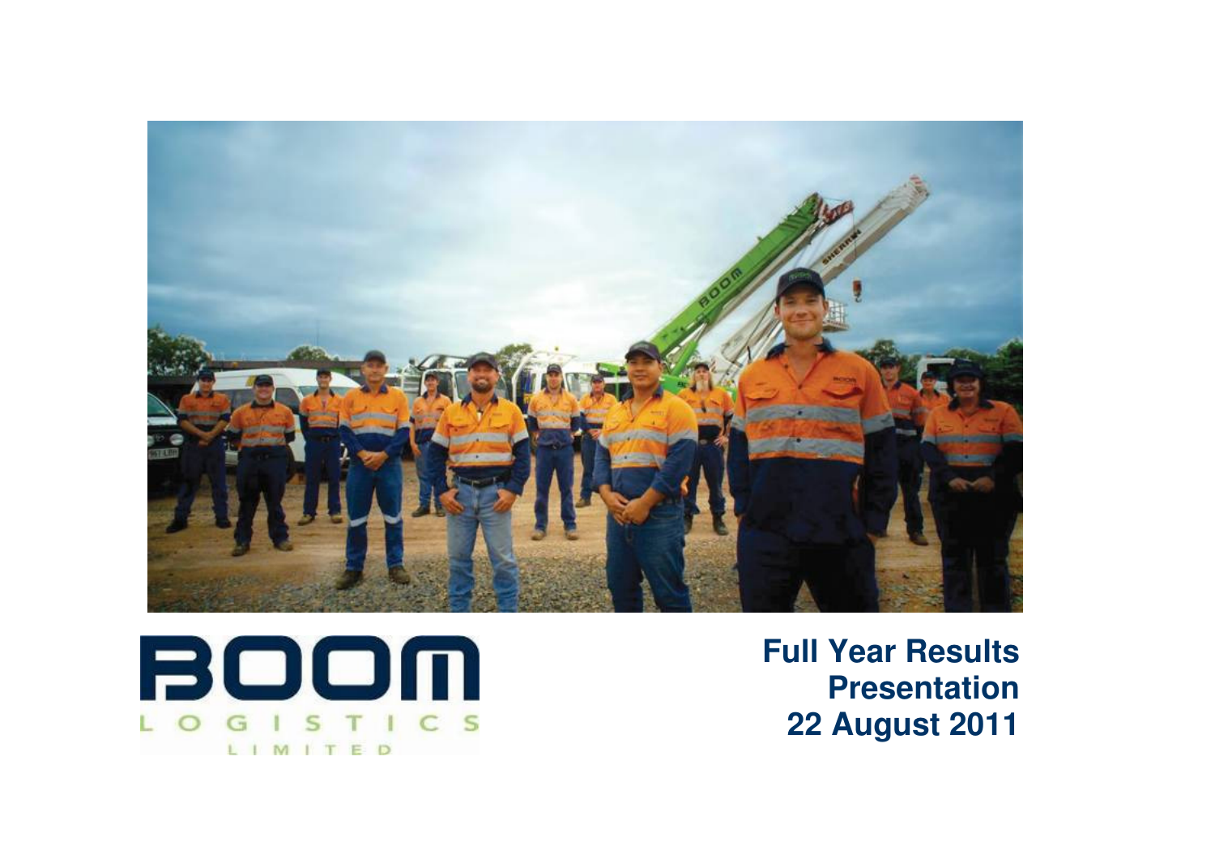BOOM LOGISTICS LIMITED

# Full Year Results Presentation
# 22 August 2011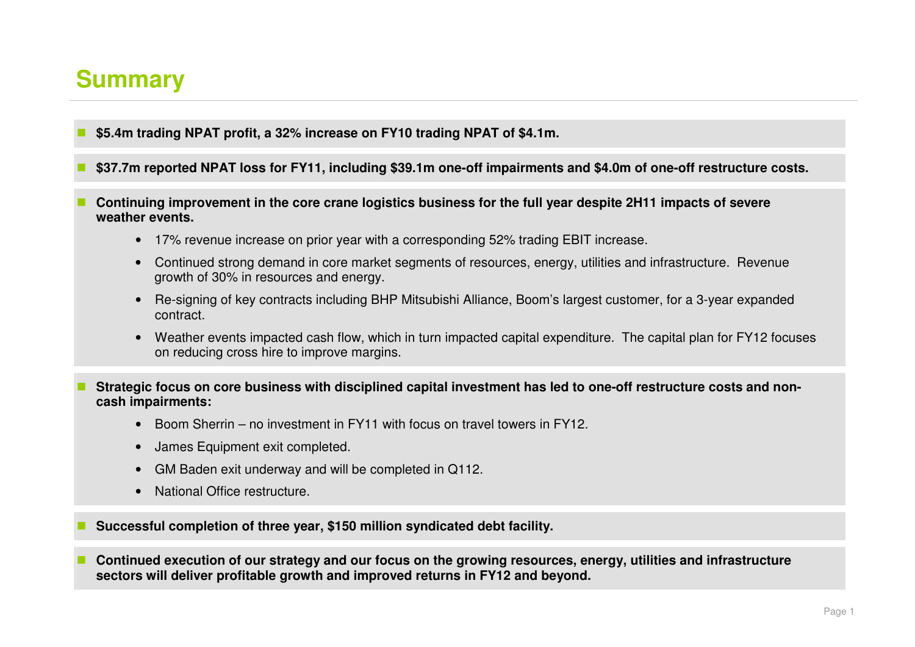# Summary

- **$5.4m trading NPAT profit, a 32% increase on FY10 trading NPAT of $4.1m.**

- **$37.7m reported NPAT loss for FY11, including $39.1m one-off impairments and $4.0m of one-off restructure costs.**

- **Continuing improvement in the core crane logistics business for the full year despite 2H11 impacts of severe weather events.**
  - 17% revenue increase on prior year with a corresponding 52% trading EBIT increase.
  - Continued strong demand in core market segments of resources, energy, utilities and infrastructure. Revenue growth of 30% in resources and energy.
  - Re-signing of key contracts including BHP Mitsubishi Alliance, Boom's largest customer, for a 3-year expanded contract.
  - Weather events impacted cash flow, which in turn impacted capital expenditure. The capital plan for FY12 focuses on reducing cross hire to improve margins.

- **Strategic focus on core business with disciplined capital investment has led to one-off restructure costs and non-cash impairments:**
  - Boom Sherrin – no investment in FY11 with focus on travel towers in FY12.
  - James Equipment exit completed.
  - GM Baden exit underway and will be completed in Q112.
  - National Office restructure.

- **Successful completion of three year, $150 million syndicated debt facility.**

- **Continued execution of our strategy and our focus on the growing resources, energy, utilities and infrastructure sectors will deliver profitable growth and improved returns in FY12 and beyond.**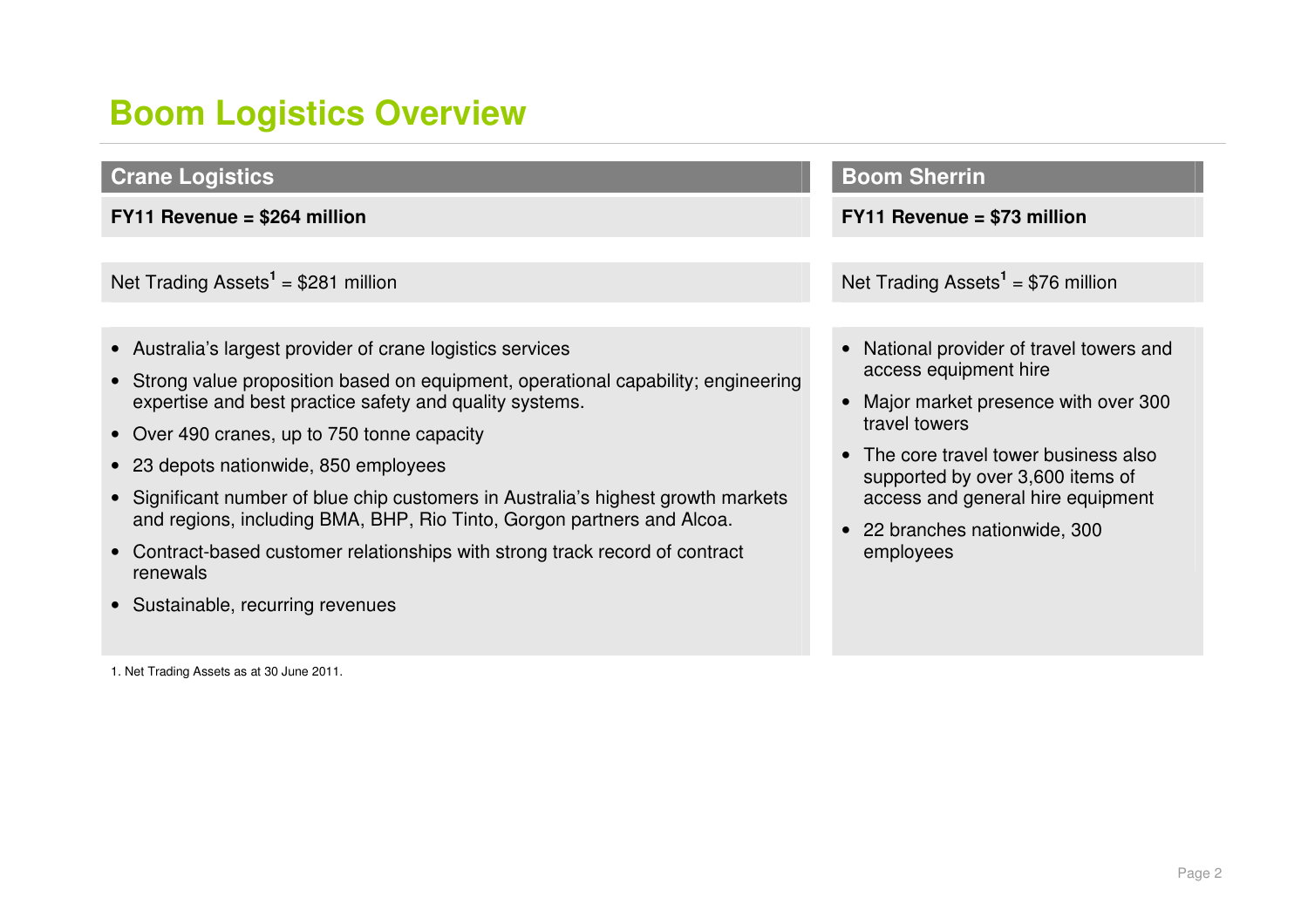# Boom Logistics Overview

## Crane Logistics

**FY11 Revenue = $264 million**

Net Trading Assets[1] = $281 million

- Australia's largest provider of crane logistics services
- Strong value proposition based on equipment, operational capability; engineering expertise and best practice safety and quality systems.
- Over 490 cranes, up to 750 tonne capacity
- 23 depots nationwide, 850 employees
- Significant number of blue chip customers in Australia's highest growth markets and regions, including BMA, BHP, Rio Tinto, Gorgon partners and Alcoa.
- Contract-based customer relationships with strong track record of contract renewals
- Sustainable, recurring revenues

## Boom Sherrin

**FY11 Revenue = $73 million**

Net Trading Assets[1] = $76 million

- National provider of travel towers and access equipment hire
- Major market presence with over 300 travel towers
- The core travel tower business also supported by over 3,600 items of access and general hire equipment
- 22 branches nationwide, 300 employees

1. Net Trading Assets as at 30 June 2011.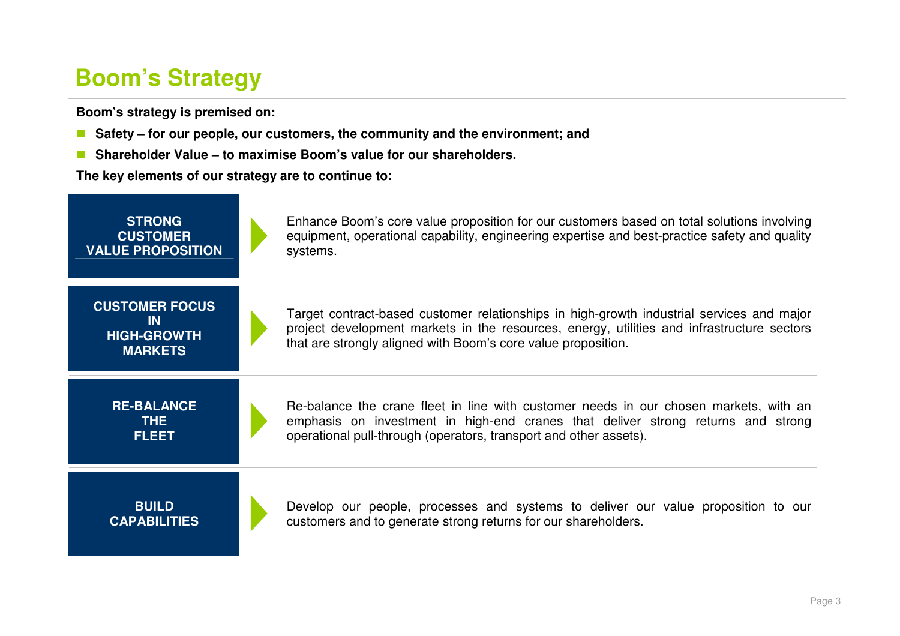# Boom's Strategy

**Boom's strategy is premised on:**

- **Safety – for our people, our customers, the community and the environment; and**
- **Shareholder Value – to maximise Boom's value for our shareholders.**

**The key elements of our strategy are to continue to:**

**STRONG CUSTOMER VALUE PROPOSITION**

Enhance Boom's core value proposition for our customers based on total solutions involving equipment, operational capability, engineering expertise and best-practice safety and quality systems.

**CUSTOMER FOCUS IN HIGH-GROWTH MARKETS**

Target contract-based customer relationships in high-growth industrial services and major project development markets in the resources, energy, utilities and infrastructure sectors that are strongly aligned with Boom's core value proposition.

**RE-BALANCE THE FLEET**

Re-balance the crane fleet in line with customer needs in our chosen markets, with an emphasis on investment in high-end cranes that deliver strong returns and strong operational pull-through (operators, transport and other assets).

**BUILD CAPABILITIES**

Develop our people, processes and systems to deliver our value proposition to our customers and to generate strong returns for our shareholders.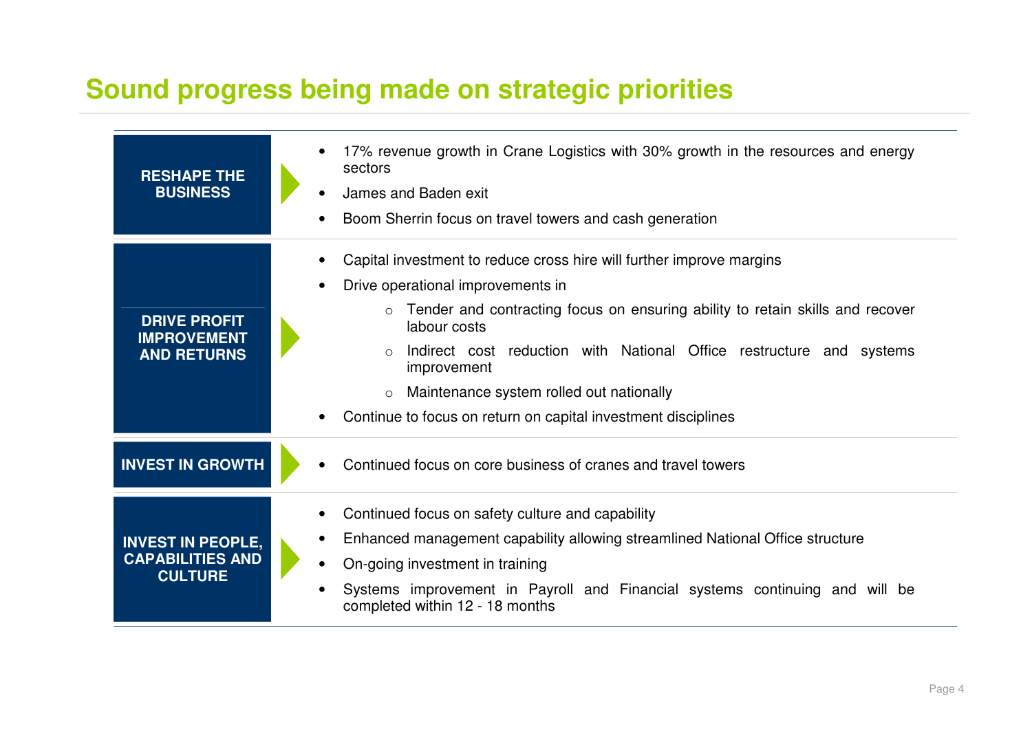# Sound progress being made on strategic priorities

## RESHAPE THE BUSINESS

- 17% revenue growth in Crane Logistics with 30% growth in the resources and energy sectors
- James and Baden exit
- Boom Sherrin focus on travel towers and cash generation

## DRIVE PROFIT IMPROVEMENT AND RETURNS

- Capital investment to reduce cross hire will further improve margins
- Drive operational improvements in
  - Tender and contracting focus on ensuring ability to retain skills and recover labour costs
  - Indirect cost reduction with National Office restructure and systems improvement
  - Maintenance system rolled out nationally
- Continue to focus on return on capital investment disciplines

## INVEST IN GROWTH

- Continued focus on core business of cranes and travel towers

## INVEST IN PEOPLE, CAPABILITIES AND CULTURE

- Continued focus on safety culture and capability
- Enhanced management capability allowing streamlined National Office structure
- On-going investment in training
- Systems improvement in Payroll and Financial systems continuing and will be completed within 12 - 18 months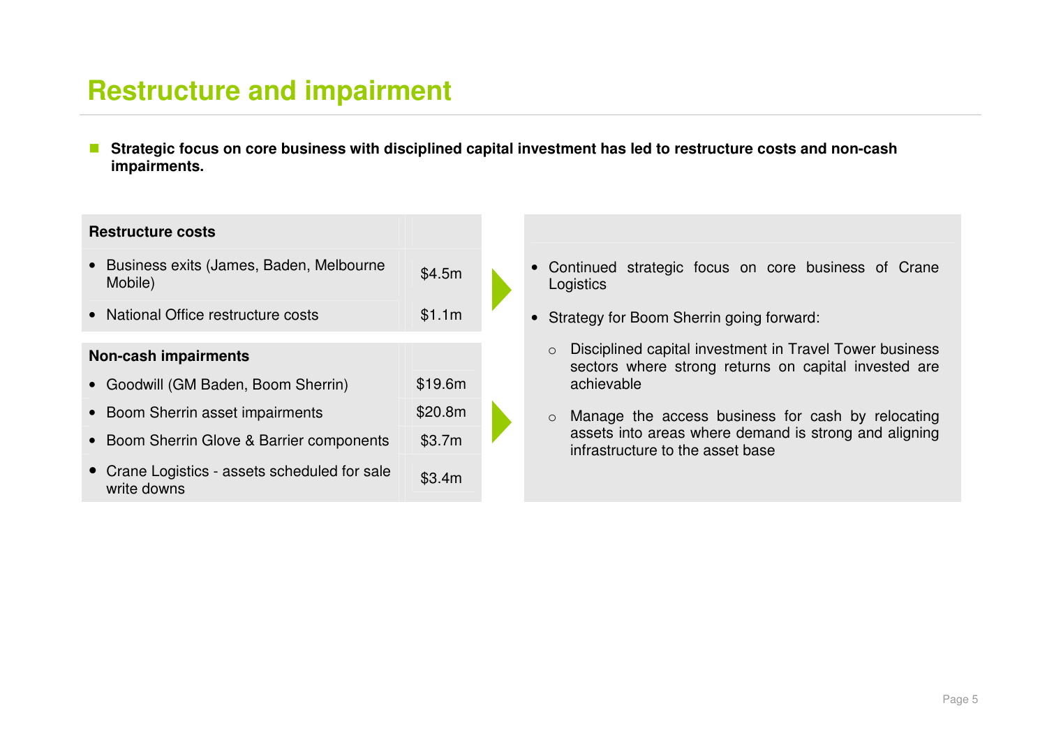# Restructure and impairment

- **Strategic focus on core business with disciplined capital investment has led to restructure costs and non-cash impairments.**

| **Restructure costs** | |
|---|---|
| • Business exits (James, Baden, Melbourne Mobile) | $4.5m |
| • National Office restructure costs | $1.1m |

| **Non-cash impairments** | |
|---|---|
| • Goodwill (GM Baden, Boom Sherrin) | $19.6m |
| • Boom Sherrin asset impairments | $20.8m |
| • Boom Sherrin Glove & Barrier components | $3.7m |
| • Crane Logistics - assets scheduled for sale write downs | $3.4m |

- Continued strategic focus on core business of Crane Logistics
- Strategy for Boom Sherrin going forward:
  - Disciplined capital investment in Travel Tower business sectors where strong returns on capital invested are achievable
  - Manage the access business for cash by relocating assets into areas where demand is strong and aligning infrastructure to the asset base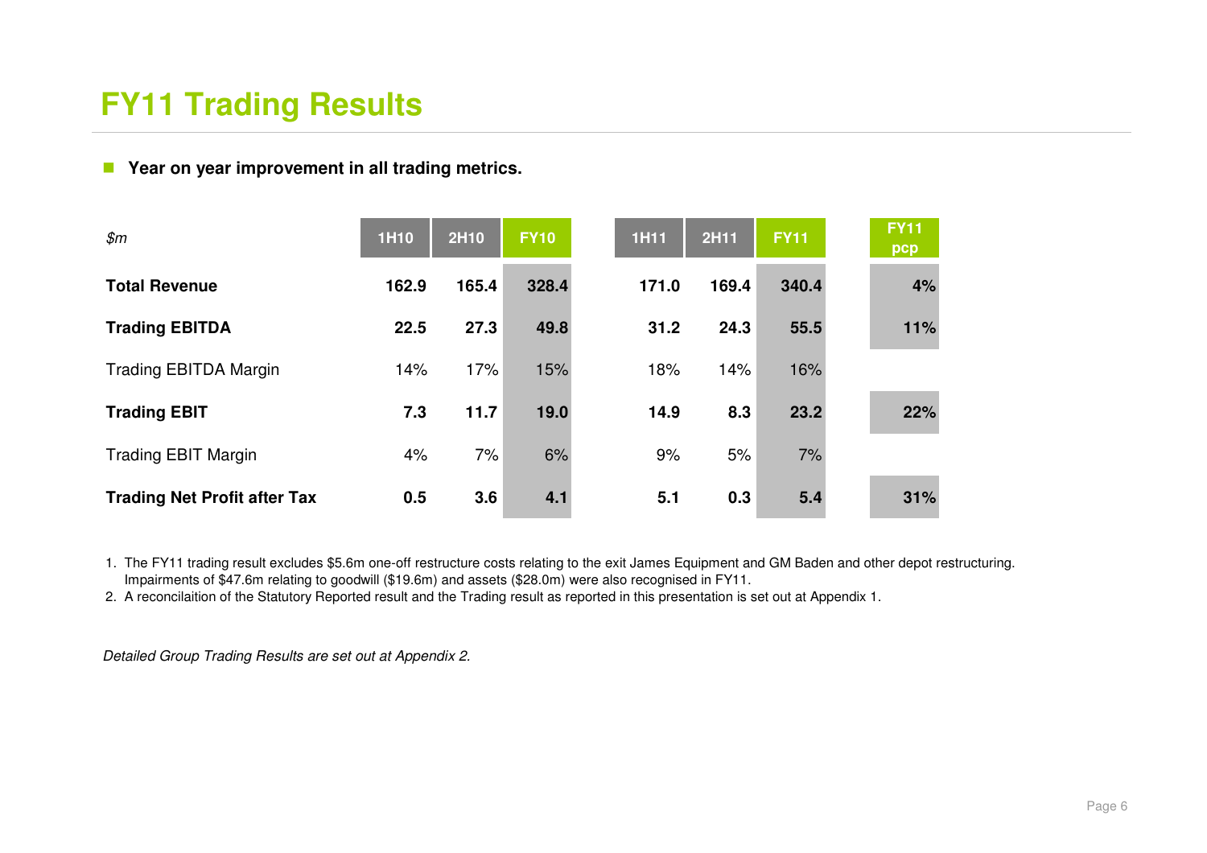# FY11 Trading Results

- **Year on year improvement in all trading metrics.**

| *$m* | 1H10 | 2H10 | FY10 | 1H11 | 2H11 | FY11 | FY11 pcp |
|---|---|---|---|---|---|---|---|
| **Total Revenue** | **162.9** | **165.4** | **328.4** | **171.0** | **169.4** | **340.4** | **4%** |
| **Trading EBITDA** | **22.5** | **27.3** | **49.8** | **31.2** | **24.3** | **55.5** | **11%** |
| Trading EBITDA Margin | 14% | 17% | 15% | 18% | 14% | 16% | |
| **Trading EBIT** | **7.3** | **11.7** | **19.0** | **14.9** | **8.3** | **23.2** | **22%** |
| Trading EBIT Margin | 4% | 7% | 6% | 9% | 5% | 7% | |
| **Trading Net Profit after Tax** | **0.5** | **3.6** | **4.1** | **5.1** | **0.3** | **5.4** | **31%** |

1. The FY11 trading result excludes $5.6m one-off restructure costs relating to the exit James Equipment and GM Baden and other depot restructuring. Impairments of $47.6m relating to goodwill ($19.6m) and assets ($28.0m) were also recognised in FY11.
2. A reconcilaition of the Statutory Reported result and the Trading result as reported in this presentation is set out at Appendix 1.

*Detailed Group Trading Results are set out at Appendix 2.*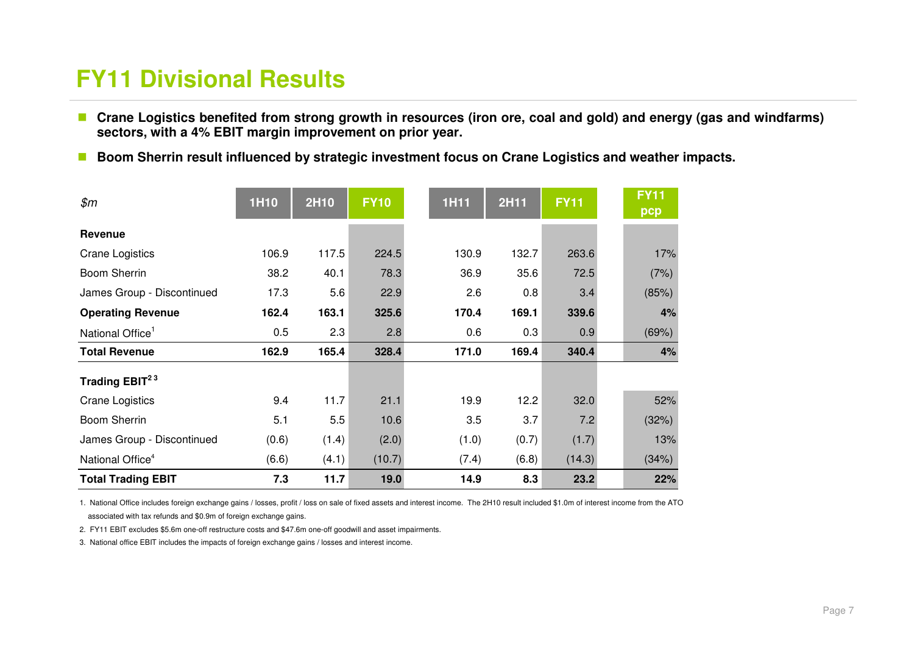# FY11 Divisional Results

- **Crane Logistics benefited from strong growth in resources (iron ore, coal and gold) and energy (gas and windfarms) sectors, with a 4% EBIT margin improvement on prior year.**
- **Boom Sherrin result influenced by strategic investment focus on Crane Logistics and weather impacts.**

| *$m* | 1H10 | 2H10 | FY10 | 1H11 | 2H11 | FY11 | FY11 pcp |
|---|---|---|---|---|---|---|---|
| **Revenue** | | | | | | | |
| Crane Logistics | 106.9 | 117.5 | 224.5 | 130.9 | 132.7 | 263.6 | 17% |
| Boom Sherrin | 38.2 | 40.1 | 78.3 | 36.9 | 35.6 | 72.5 | (7%) |
| James Group - Discontinued | 17.3 | 5.6 | 22.9 | 2.6 | 0.8 | 3.4 | (85%) |
| **Operating Revenue** | **162.4** | **163.1** | **325.6** | **170.4** | **169.1** | **339.6** | **4%** |
| National Office[1] | 0.5 | 2.3 | 2.8 | 0.6 | 0.3 | 0.9 | (69%) |
| **Total Revenue** | **162.9** | **165.4** | **328.4** | **171.0** | **169.4** | **340.4** | **4%** |
| **Trading EBIT[2 3]** | | | | | | | |
| Crane Logistics | 9.4 | 11.7 | 21.1 | 19.9 | 12.2 | 32.0 | 52% |
| Boom Sherrin | 5.1 | 5.5 | 10.6 | 3.5 | 3.7 | 7.2 | (32%) |
| James Group - Discontinued | (0.6) | (1.4) | (2.0) | (1.0) | (0.7) | (1.7) | 13% |
| National Office[4] | (6.6) | (4.1) | (10.7) | (7.4) | (6.8) | (14.3) | (34%) |
| **Total Trading EBIT** | **7.3** | **11.7** | **19.0** | **14.9** | **8.3** | **23.2** | **22%** |

1. National Office includes foreign exchange gains / losses, profit / loss on sale of fixed assets and interest income. The 2H10 result included $1.0m of interest income from the ATO associated with tax refunds and $0.9m of foreign exchange gains.
2. FY11 EBIT excludes $5.6m one-off restructure costs and $47.6m one-off goodwill and asset impairments.
3. National office EBIT includes the impacts of foreign exchange gains / losses and interest income.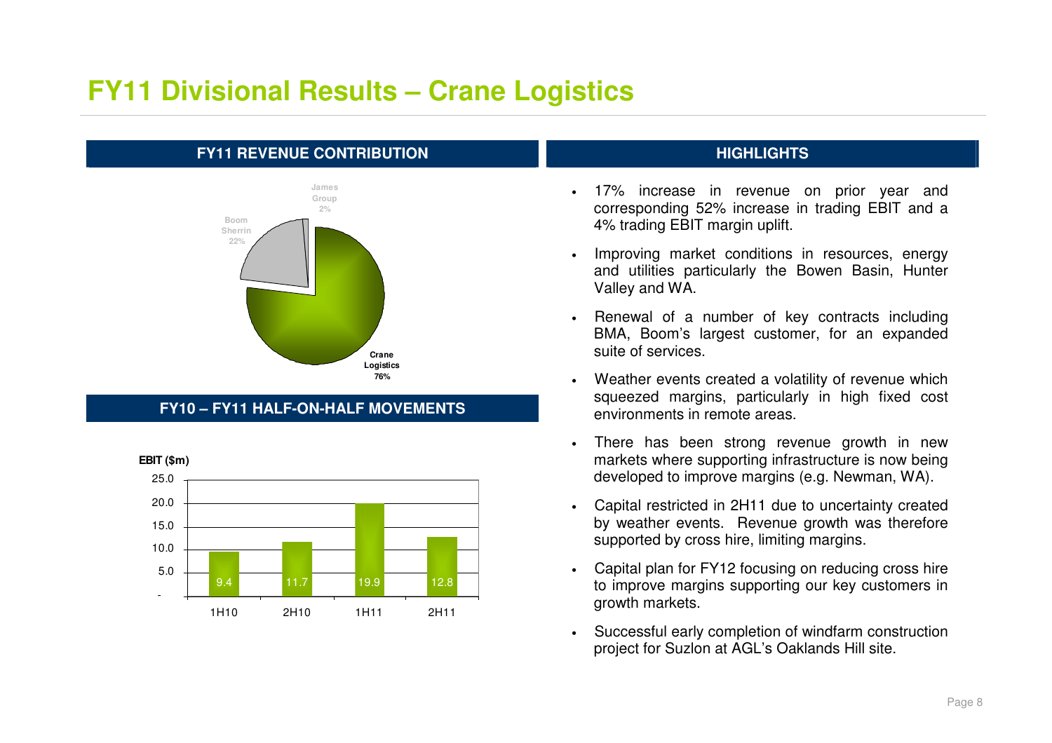# FY11 Divisional Results – Crane Logistics

## FY11 REVENUE CONTRIBUTION

| Segment | Contribution |
|---|---|
| Crane Logistics | 76% |
| Boom Sherrin | 22% |
| James Group | 2% |

## FY10 – FY11 HALF-ON-HALF MOVEMENTS

EBIT ($m)

| | 1H10 | 2H10 | 1H11 | 2H11 |
|---|---|---|---|---|
| EBIT ($m) | 9.4 | 11.7 | 19.9 | 12.8 |

## HIGHLIGHTS

- 17% increase in revenue on prior year and corresponding 52% increase in trading EBIT and a 4% trading EBIT margin uplift.
- Improving market conditions in resources, energy and utilities particularly the Bowen Basin, Hunter Valley and WA.
- Renewal of a number of key contracts including BMA, Boom's largest customer, for an expanded suite of services.
- Weather events created a volatility of revenue which squeezed margins, particularly in high fixed cost environments in remote areas.
- There has been strong revenue growth in new markets where supporting infrastructure is now being developed to improve margins (e.g. Newman, WA).
- Capital restricted in 2H11 due to uncertainty created by weather events. Revenue growth was therefore supported by cross hire, limiting margins.
- Capital plan for FY12 focusing on reducing cross hire to improve margins supporting our key customers in growth markets.
- Successful early completion of windfarm construction project for Suzlon at AGL's Oaklands Hill site.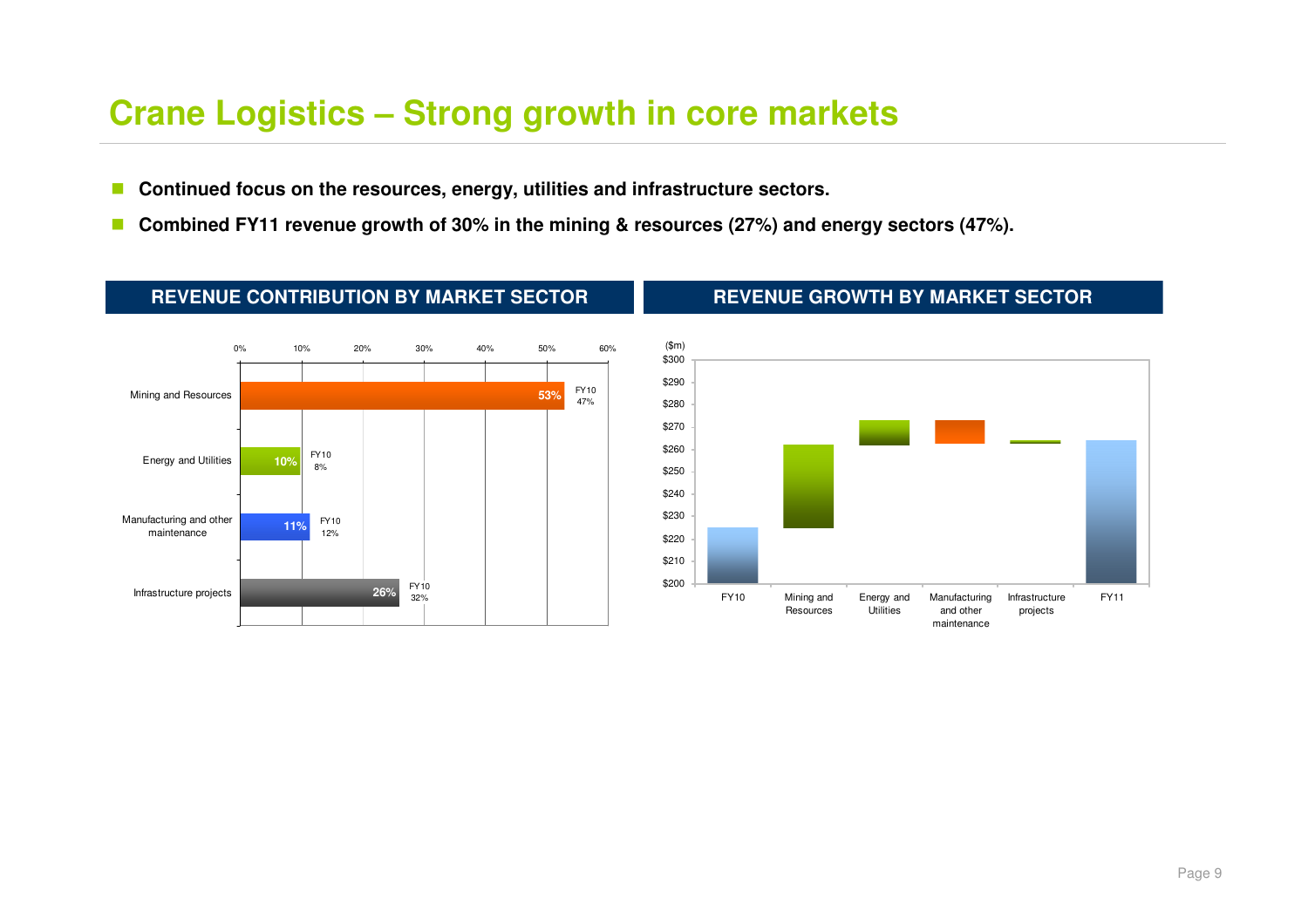# Crane Logistics – Strong growth in core markets

- **Continued focus on the resources, energy, utilities and infrastructure sectors.**
- **Combined FY11 revenue growth of 30% in the mining & resources (27%) and energy sectors (47%).**

## REVENUE CONTRIBUTION BY MARKET SECTOR

0% 10% 20% 30% 40% 50% 60%

Mining and Resources 53% FY10 47%

Energy and Utilities 10% FY10 8%

Manufacturing and other maintenance 11% FY10 12%

Infrastructure projects 26% FY10 32%

## REVENUE GROWTH BY MARKET SECTOR

($m)

$300 $290 $280 $270 $260 $250 $240 $230 $220 $210 $200

FY10 | Mining and Resources | Energy and Utilities | Manufacturing and other maintenance | Infrastructure projects | FY11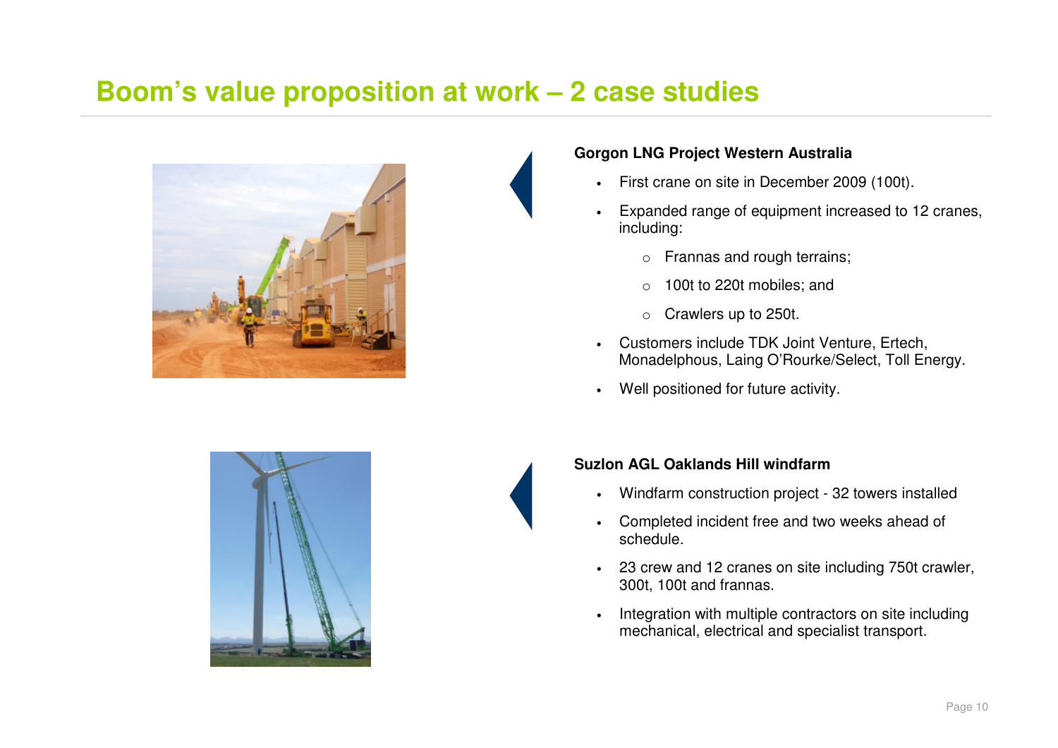# Boom's value proposition at work – 2 case studies

**Gorgon LNG Project Western Australia**

- First crane on site in December 2009 (100t).
- Expanded range of equipment increased to 12 cranes, including:
  - Frannas and rough terrains;
  - 100t to 220t mobiles; and
  - Crawlers up to 250t.
- Customers include TDK Joint Venture, Ertech, Monadelphous, Laing O'Rourke/Select, Toll Energy.
- Well positioned for future activity.

**Suzlon AGL Oaklands Hill windfarm**

- Windfarm construction project - 32 towers installed
- Completed incident free and two weeks ahead of schedule.
- 23 crew and 12 cranes on site including 750t crawler, 300t, 100t and frannas.
- Integration with multiple contractors on site including mechanical, electrical and specialist transport.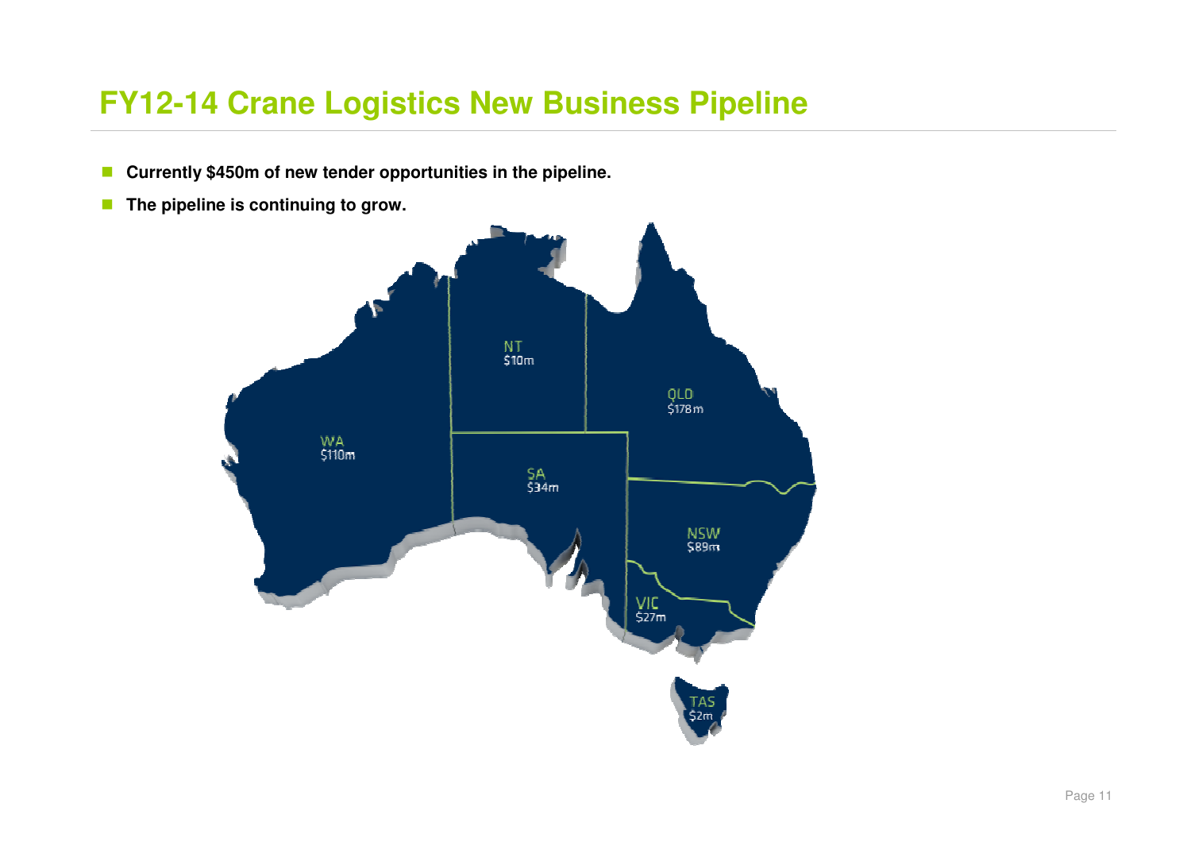# FY12-14 Crane Logistics New Business Pipeline

- **Currently $450m of new tender opportunities in the pipeline.**
- **The pipeline is continuing to grow.**

NT
$10m

QLD
$178m

WA
$110m

SA
$34m

NSW
$89m

VIC
$27m

TAS
$2m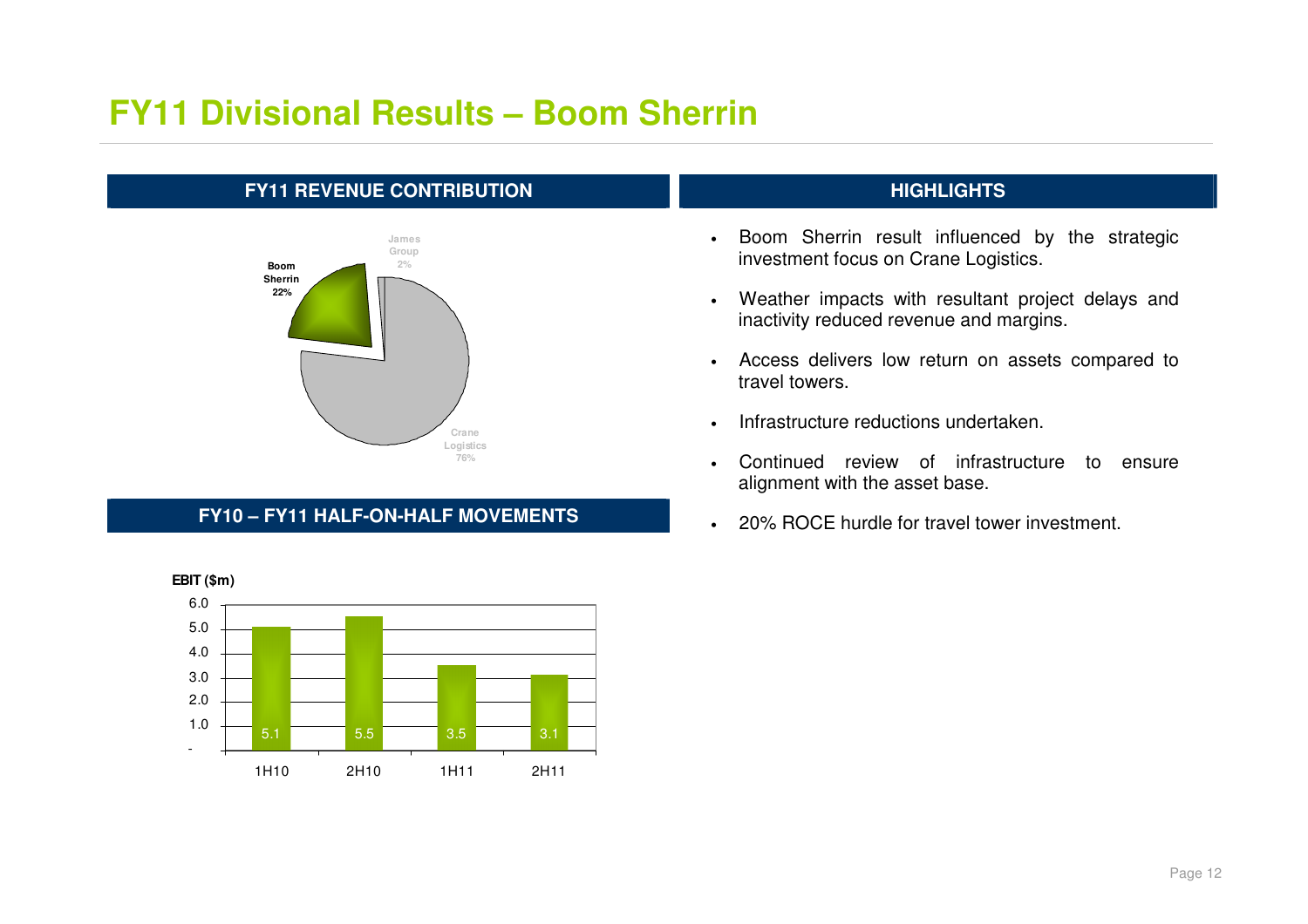# FY11 Divisional Results – Boom Sherrin

## FY11 REVENUE CONTRIBUTION

James Group
2%

Boom Sherrin
22%

Crane Logistics
76%

## FY10 – FY11 HALF-ON-HALF MOVEMENTS

EBIT ($m)

6.0
5.0
4.0
3.0
2.0
1.0
-

5.1
5.5
3.5
3.1

1H10
2H10
1H11
2H11

## HIGHLIGHTS

- Boom Sherrin result influenced by the strategic investment focus on Crane Logistics.
- Weather impacts with resultant project delays and inactivity reduced revenue and margins.
- Access delivers low return on assets compared to travel towers.
- Infrastructure reductions undertaken.
- Continued review of infrastructure to ensure alignment with the asset base.
- 20% ROCE hurdle for travel tower investment.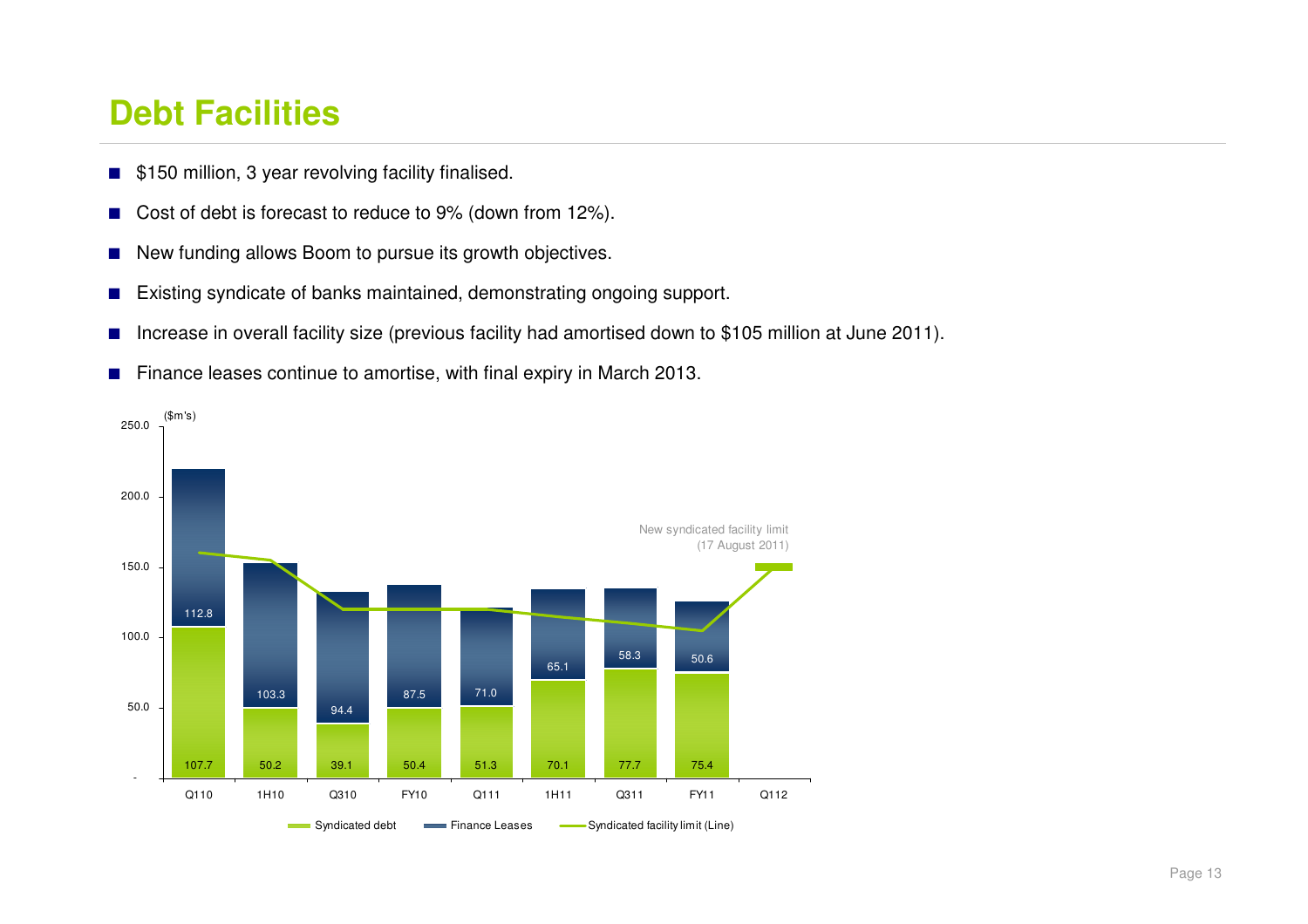# Debt Facilities

- $150 million, 3 year revolving facility finalised.
- Cost of debt is forecast to reduce to 9% (down from 12%).
- New funding allows Boom to pursue its growth objectives.
- Existing syndicate of banks maintained, demonstrating ongoing support.
- Increase in overall facility size (previous facility had amortised down to $105 million at June 2011).
- Finance leases continue to amortise, with final expiry in March 2013.

($m's)

250.0
200.0
150.0
100.0
50.0
-

New syndicated facility limit
(17 August 2011)

112.8
107.7
103.3
50.2
94.4
39.1
87.5
50.4
71.0
51.3
65.1
70.1
58.3
77.7
50.6
75.4

Q110
1H10
Q310
FY10
Q111
1H11
Q311
FY11
Q112

Syndicated debt
Finance Leases
Syndicated facility limit (Line)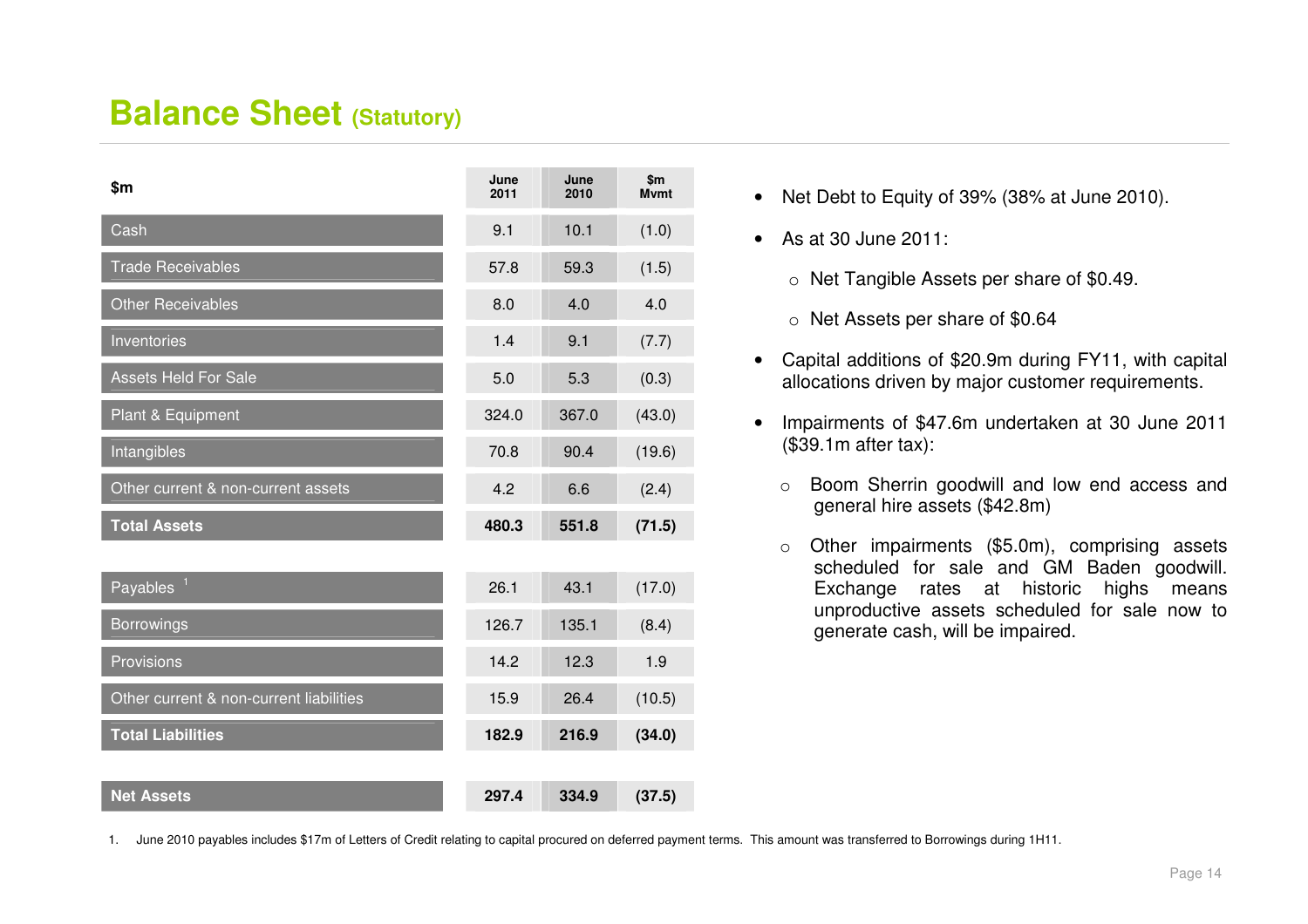# Balance Sheet (Statutory)

| $m | June 2011 | June 2010 | $m Mvmt |
|---|---|---|---|
| Cash | 9.1 | 10.1 | (1.0) |
| Trade Receivables | 57.8 | 59.3 | (1.5) |
| Other Receivables | 8.0 | 4.0 | 4.0 |
| Inventories | 1.4 | 9.1 | (7.7) |
| Assets Held For Sale | 5.0 | 5.3 | (0.3) |
| Plant & Equipment | 324.0 | 367.0 | (43.0) |
| Intangibles | 70.8 | 90.4 | (19.6) |
| Other current & non-current assets | 4.2 | 6.6 | (2.4) |
| **Total Assets** | **480.3** | **551.8** | **(71.5)** |
| | | | |
| Payables [1] | 26.1 | 43.1 | (17.0) |
| Borrowings | 126.7 | 135.1 | (8.4) |
| Provisions | 14.2 | 12.3 | 1.9 |
| Other current & non-current liabilities | 15.9 | 26.4 | (10.5) |
| **Total Liabilities** | **182.9** | **216.9** | **(34.0)** |
| | | | |
| **Net Assets** | **297.4** | **334.9** | **(37.5)** |

- Net Debt to Equity of 39% (38% at June 2010).
- As at 30 June 2011:
  - Net Tangible Assets per share of $0.49.
  - Net Assets per share of $0.64
- Capital additions of $20.9m during FY11, with capital allocations driven by major customer requirements.
- Impairments of $47.6m undertaken at 30 June 2011 ($39.1m after tax):
  - Boom Sherrin goodwill and low end access and general hire assets ($42.8m)
  - Other impairments ($5.0m), comprising assets scheduled for sale and GM Baden goodwill. Exchange rates at historic highs means unproductive assets scheduled for sale now to generate cash, will be impaired.

1. June 2010 payables includes $17m of Letters of Credit relating to capital procured on deferred payment terms. This amount was transferred to Borrowings during 1H11.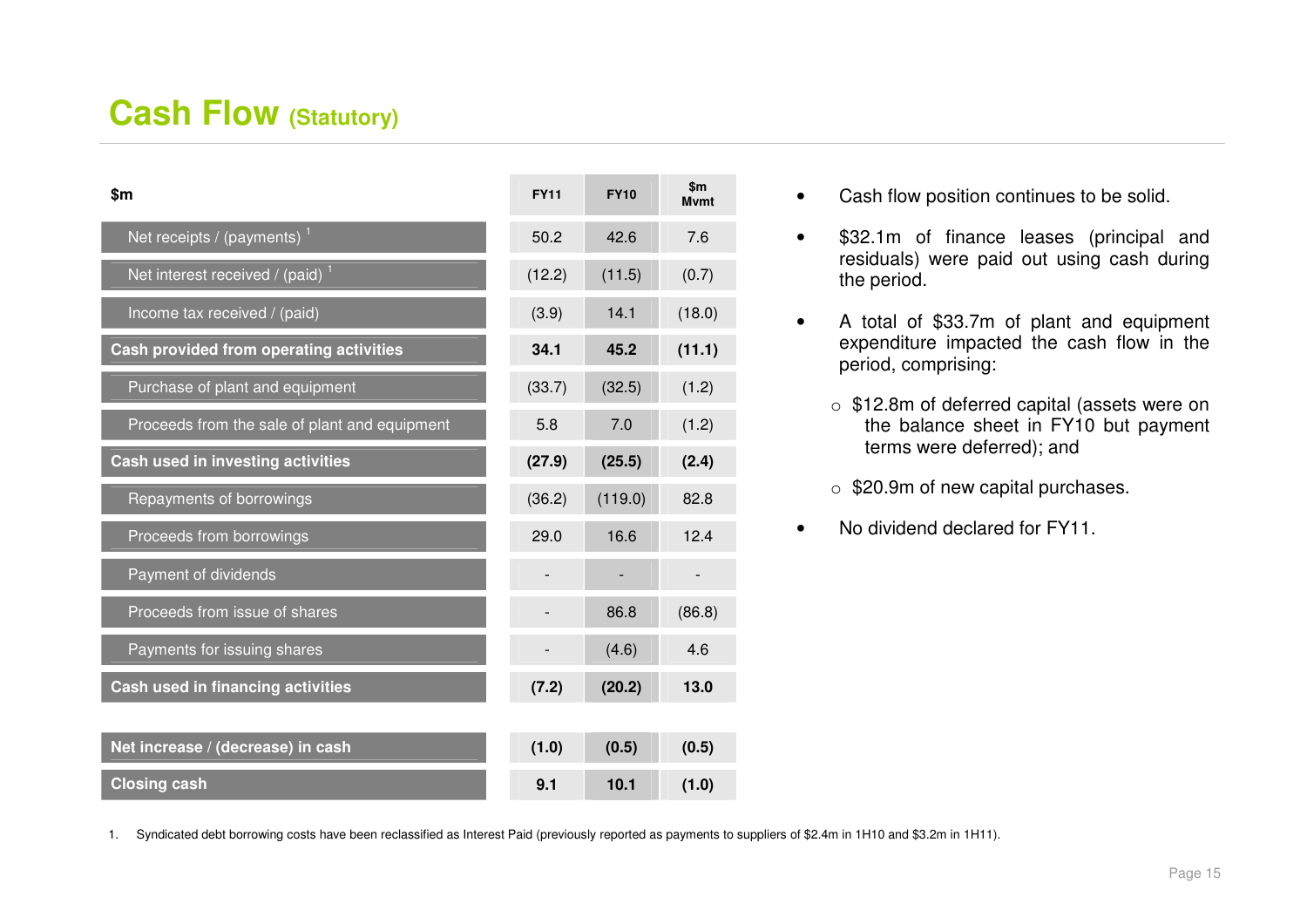# Cash Flow (Statutory)

| $m | FY11 | FY10 | $m Mvmt |
|---|---|---|---|
| Net receipts / (payments) [1] | 50.2 | 42.6 | 7.6 |
| Net interest received / (paid) [1] | (12.2) | (11.5) | (0.7) |
| Income tax received / (paid) | (3.9) | 14.1 | (18.0) |
| **Cash provided from operating activities** | **34.1** | **45.2** | **(11.1)** |
| Purchase of plant and equipment | (33.7) | (32.5) | (1.2) |
| Proceeds from the sale of plant and equipment | 5.8 | 7.0 | (1.2) |
| **Cash used in investing activities** | **(27.9)** | **(25.5)** | **(2.4)** |
| Repayments of borrowings | (36.2) | (119.0) | 82.8 |
| Proceeds from borrowings | 29.0 | 16.6 | 12.4 |
| Payment of dividends | - | - | - |
| Proceeds from issue of shares | - | 86.8 | (86.8) |
| Payments for issuing shares | - | (4.6) | 4.6 |
| **Cash used in financing activities** | **(7.2)** | **(20.2)** | **13.0** |
| **Net increase / (decrease) in cash** | **(1.0)** | **(0.5)** | **(0.5)** |
| **Closing cash** | **9.1** | **10.1** | **(1.0)** |

- Cash flow position continues to be solid.
- $32.1m of finance leases (principal and residuals) were paid out using cash during the period.
- A total of $33.7m of plant and equipment expenditure impacted the cash flow in the period, comprising:
  - $12.8m of deferred capital (assets were on the balance sheet in FY10 but payment terms were deferred); and
  - $20.9m of new capital purchases.
- No dividend declared for FY11.

1. Syndicated debt borrowing costs have been reclassified as Interest Paid (previously reported as payments to suppliers of $2.4m in 1H10 and $3.2m in 1H11).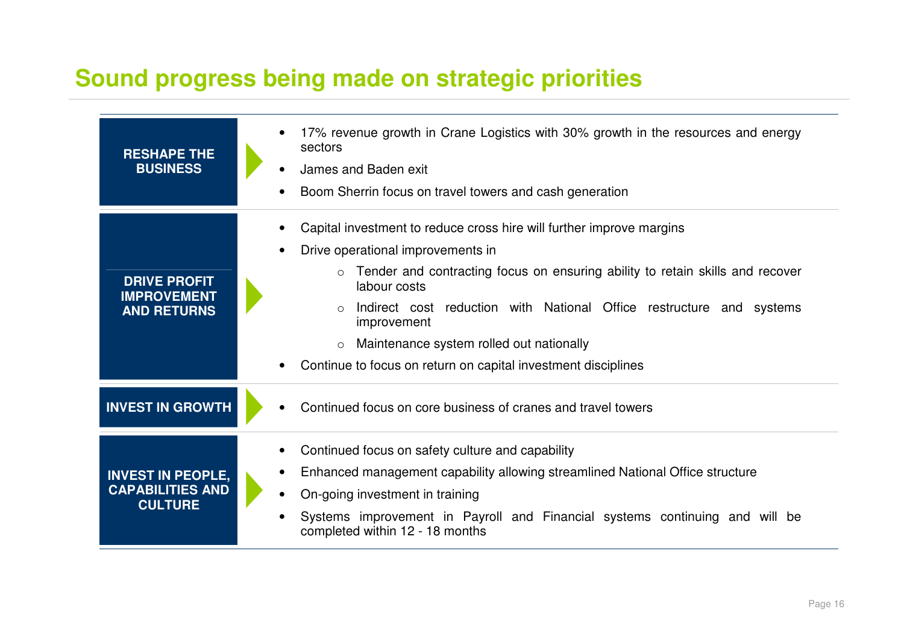# Sound progress being made on strategic priorities

| | |
|---|---|
| **RESHAPE THE BUSINESS** | • 17% revenue growth in Crane Logistics with 30% growth in the resources and energy sectors<br>• James and Baden exit<br>• Boom Sherrin focus on travel towers and cash generation |
| **DRIVE PROFIT IMPROVEMENT AND RETURNS** | • Capital investment to reduce cross hire will further improve margins<br>• Drive operational improvements in<br>  ○ Tender and contracting focus on ensuring ability to retain skills and recover labour costs<br>  ○ Indirect cost reduction with National Office restructure and systems improvement<br>  ○ Maintenance system rolled out nationally<br>• Continue to focus on return on capital investment disciplines |
| **INVEST IN GROWTH** | • Continued focus on core business of cranes and travel towers |
| **INVEST IN PEOPLE, CAPABILITIES AND CULTURE** | • Continued focus on safety culture and capability<br>• Enhanced management capability allowing streamlined National Office structure<br>• On-going investment in training<br>• Systems improvement in Payroll and Financial systems continuing and will be completed within 12 - 18 months |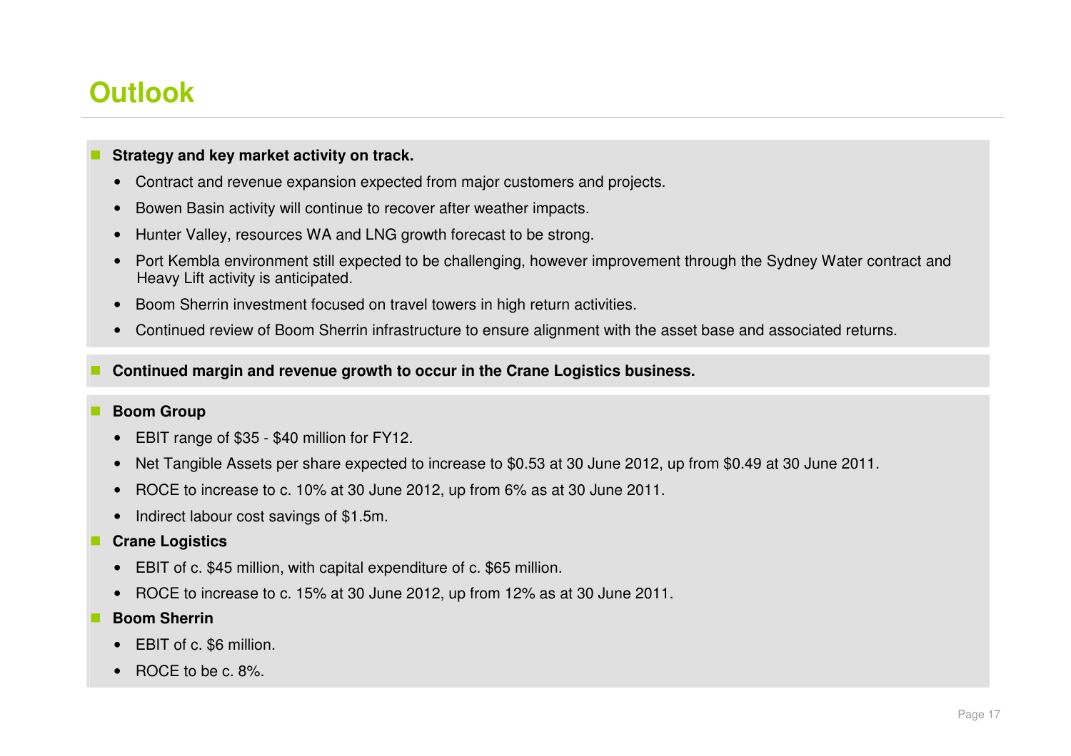# Outlook

- **Strategy and key market activity on track.**
  - Contract and revenue expansion expected from major customers and projects.
  - Bowen Basin activity will continue to recover after weather impacts.
  - Hunter Valley, resources WA and LNG growth forecast to be strong.
  - Port Kembla environment still expected to be challenging, however improvement through the Sydney Water contract and Heavy Lift activity is anticipated.
  - Boom Sherrin investment focused on travel towers in high return activities.
  - Continued review of Boom Sherrin infrastructure to ensure alignment with the asset base and associated returns.

- **Continued margin and revenue growth to occur in the Crane Logistics business.**

- **Boom Group**
  - EBIT range of $35 - $40 million for FY12.
  - Net Tangible Assets per share expected to increase to $0.53 at 30 June 2012, up from $0.49 at 30 June 2011.
  - ROCE to increase to c. 10% at 30 June 2012, up from 6% as at 30 June 2011.
  - Indirect labour cost savings of $1.5m.
- **Crane Logistics**
  - EBIT of c. $45 million, with capital expenditure of c. $65 million.
  - ROCE to increase to c. 15% at 30 June 2012, up from 12% as at 30 June 2011.
- **Boom Sherrin**
  - EBIT of c. $6 million.
  - ROCE to be c. 8%.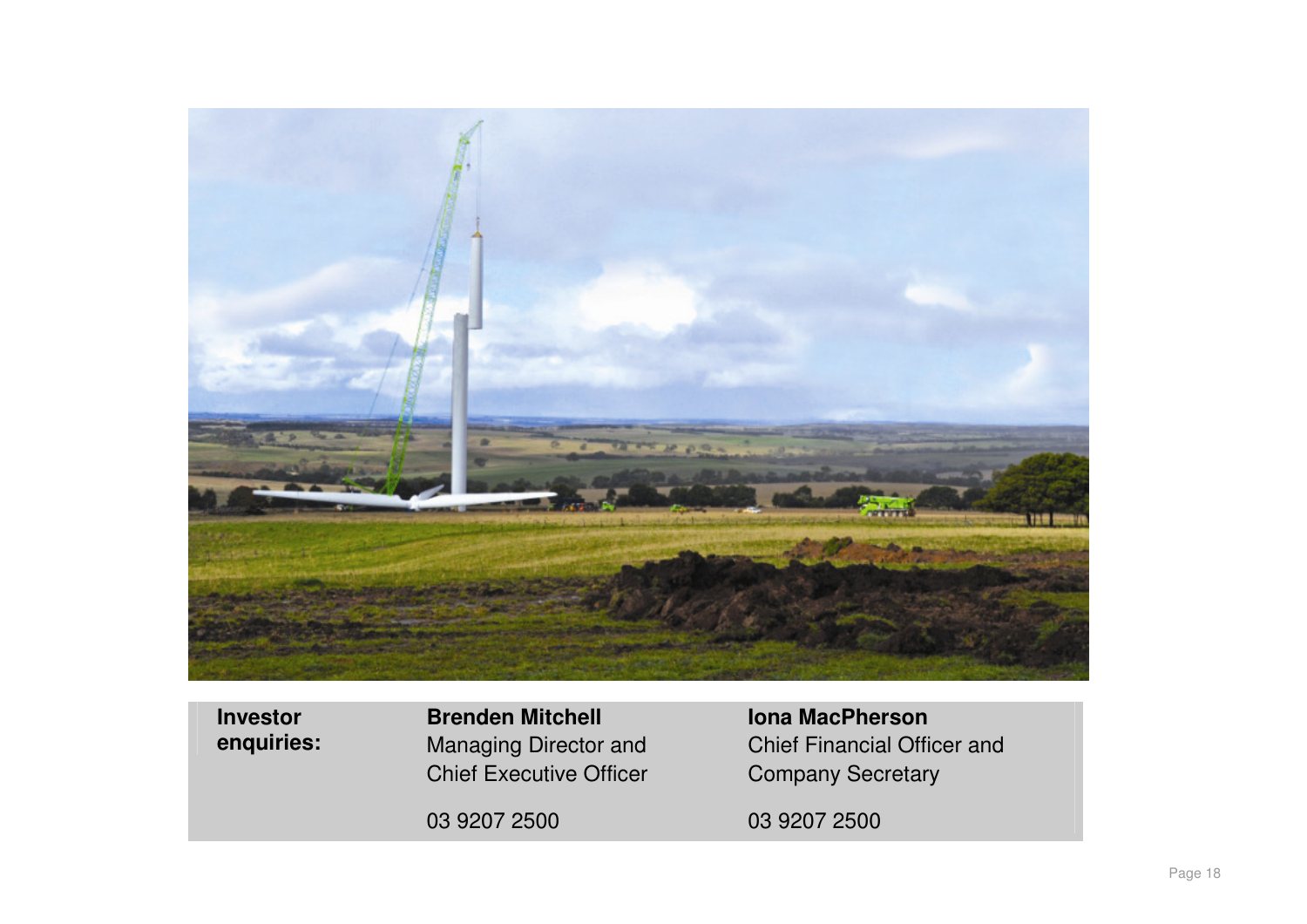| | | |
|---|---|---|
| **Investor enquiries:** | **Brenden Mitchell**<br>Managing Director and Chief Executive Officer<br><br>03 9207 2500 | **Iona MacPherson**<br>Chief Financial Officer and Company Secretary<br><br>03 9207 2500 |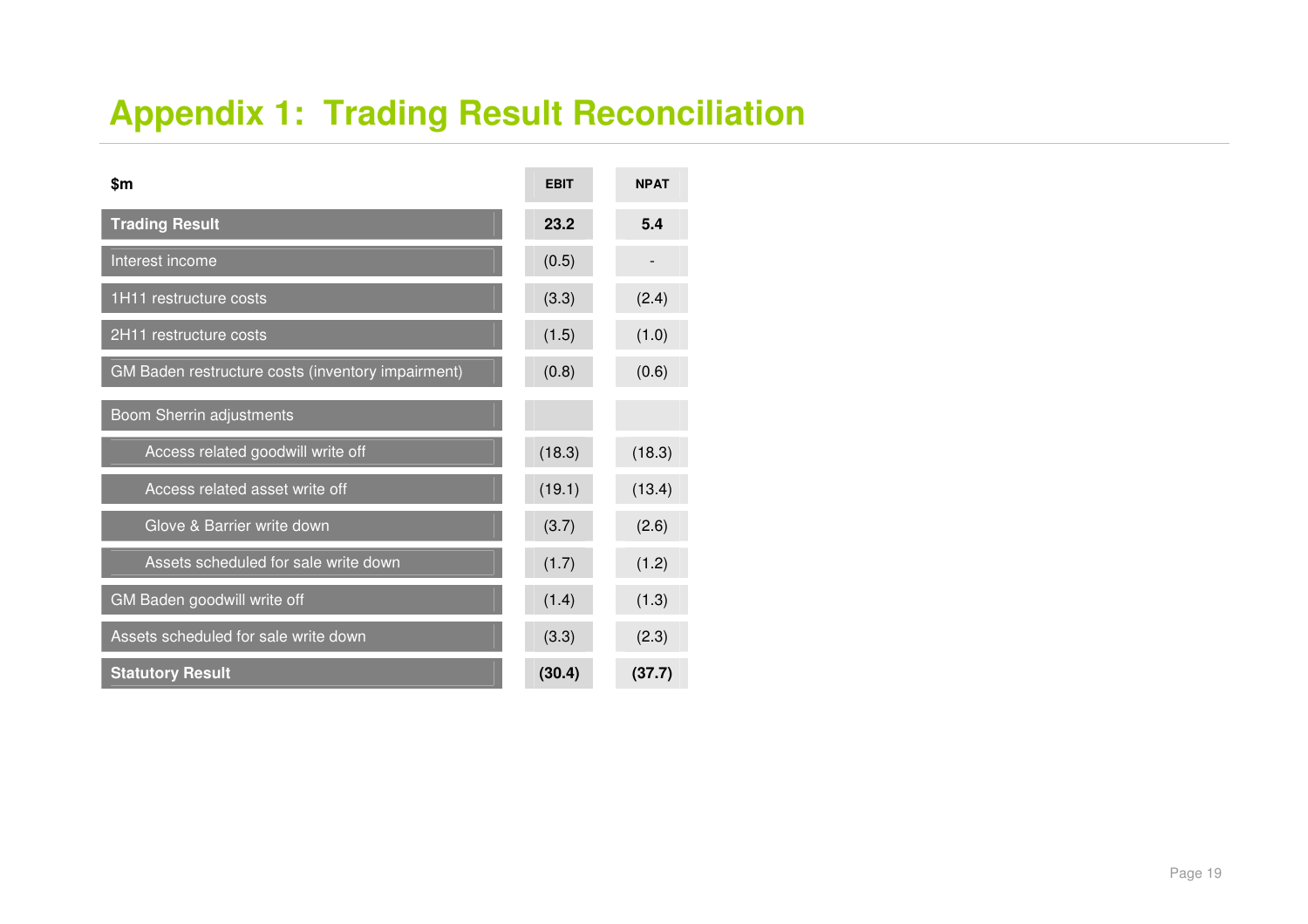# Appendix 1: Trading Result Reconciliation

| $m | EBIT | NPAT |
|---|---|---|
| **Trading Result** | **23.2** | **5.4** |
| Interest income | (0.5) | - |
| 1H11 restructure costs | (3.3) | (2.4) |
| 2H11 restructure costs | (1.5) | (1.0) |
| GM Baden restructure costs (inventory impairment) | (0.8) | (0.6) |
| Boom Sherrin adjustments | | |
| Access related goodwill write off | (18.3) | (18.3) |
| Access related asset write off | (19.1) | (13.4) |
| Glove & Barrier write down | (3.7) | (2.6) |
| Assets scheduled for sale write down | (1.7) | (1.2) |
| GM Baden goodwill write off | (1.4) | (1.3) |
| Assets scheduled for sale write down | (3.3) | (2.3) |
| **Statutory Result** | **(30.4)** | **(37.7)** |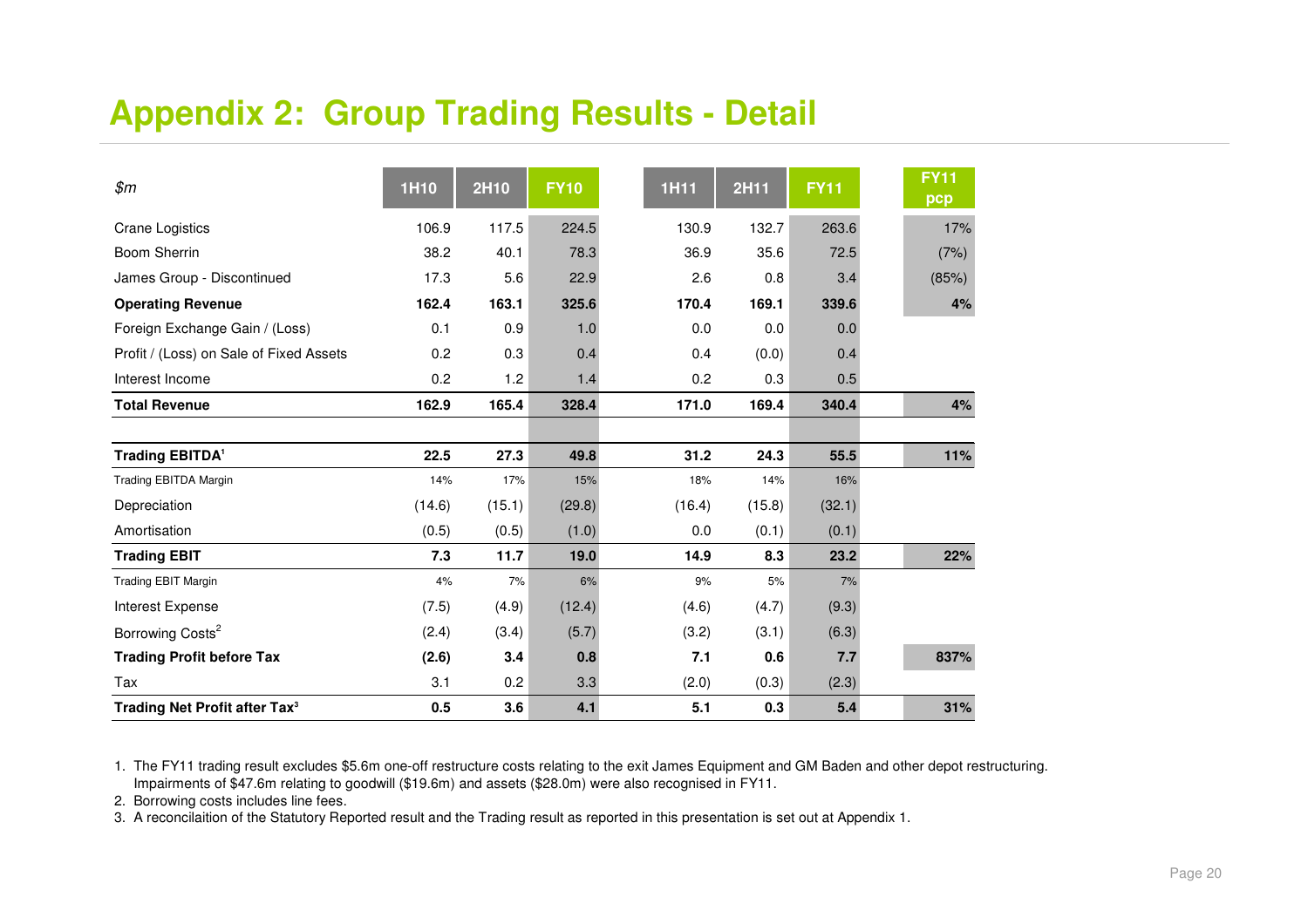# Appendix 2: Group Trading Results - Detail

| $m | 1H10 | 2H10 | FY10 | 1H11 | 2H11 | FY11 | FY11 pcp |
|---|---|---|---|---|---|---|---|
| Crane Logistics | 106.9 | 117.5 | 224.5 | 130.9 | 132.7 | 263.6 | 17% |
| Boom Sherrin | 38.2 | 40.1 | 78.3 | 36.9 | 35.6 | 72.5 | (7%) |
| James Group - Discontinued | 17.3 | 5.6 | 22.9 | 2.6 | 0.8 | 3.4 | (85%) |
| **Operating Revenue** | **162.4** | **163.1** | **325.6** | **170.4** | **169.1** | **339.6** | **4%** |
| Foreign Exchange Gain / (Loss) | 0.1 | 0.9 | 1.0 | 0.0 | 0.0 | 0.0 | |
| Profit / (Loss) on Sale of Fixed Assets | 0.2 | 0.3 | 0.4 | 0.4 | (0.0) | 0.4 | |
| Interest Income | 0.2 | 1.2 | 1.4 | 0.2 | 0.3 | 0.5 | |
| **Total Revenue** | **162.9** | **165.4** | **328.4** | **171.0** | **169.4** | **340.4** | **4%** |
| | | | | | | | |
| **Trading EBITDA**[1] | **22.5** | **27.3** | **49.8** | **31.2** | **24.3** | **55.5** | **11%** |
| Trading EBITDA Margin | 14% | 17% | 15% | 18% | 14% | 16% | |
| Depreciation | (14.6) | (15.1) | (29.8) | (16.4) | (15.8) | (32.1) | |
| Amortisation | (0.5) | (0.5) | (1.0) | 0.0 | (0.1) | (0.1) | |
| **Trading EBIT** | **7.3** | **11.7** | **19.0** | **14.9** | **8.3** | **23.2** | **22%** |
| Trading EBIT Margin | 4% | 7% | 6% | 9% | 5% | 7% | |
| Interest Expense | (7.5) | (4.9) | (12.4) | (4.6) | (4.7) | (9.3) | |
| Borrowing Costs[2] | (2.4) | (3.4) | (5.7) | (3.2) | (3.1) | (6.3) | |
| **Trading Profit before Tax** | **(2.6)** | **3.4** | **0.8** | **7.1** | **0.6** | **7.7** | **837%** |
| Tax | 3.1 | 0.2 | 3.3 | (2.0) | (0.3) | (2.3) | |
| **Trading Net Profit after Tax**[3] | **0.5** | **3.6** | **4.1** | **5.1** | **0.3** | **5.4** | **31%** |

1. The FY11 trading result excludes $5.6m one-off restructure costs relating to the exit James Equipment and GM Baden and other depot restructuring. Impairments of $47.6m relating to goodwill ($19.6m) and assets ($28.0m) were also recognised in FY11.
2. Borrowing costs includes line fees.
3. A reconcilaition of the Statutory Reported result and the Trading result as reported in this presentation is set out at Appendix 1.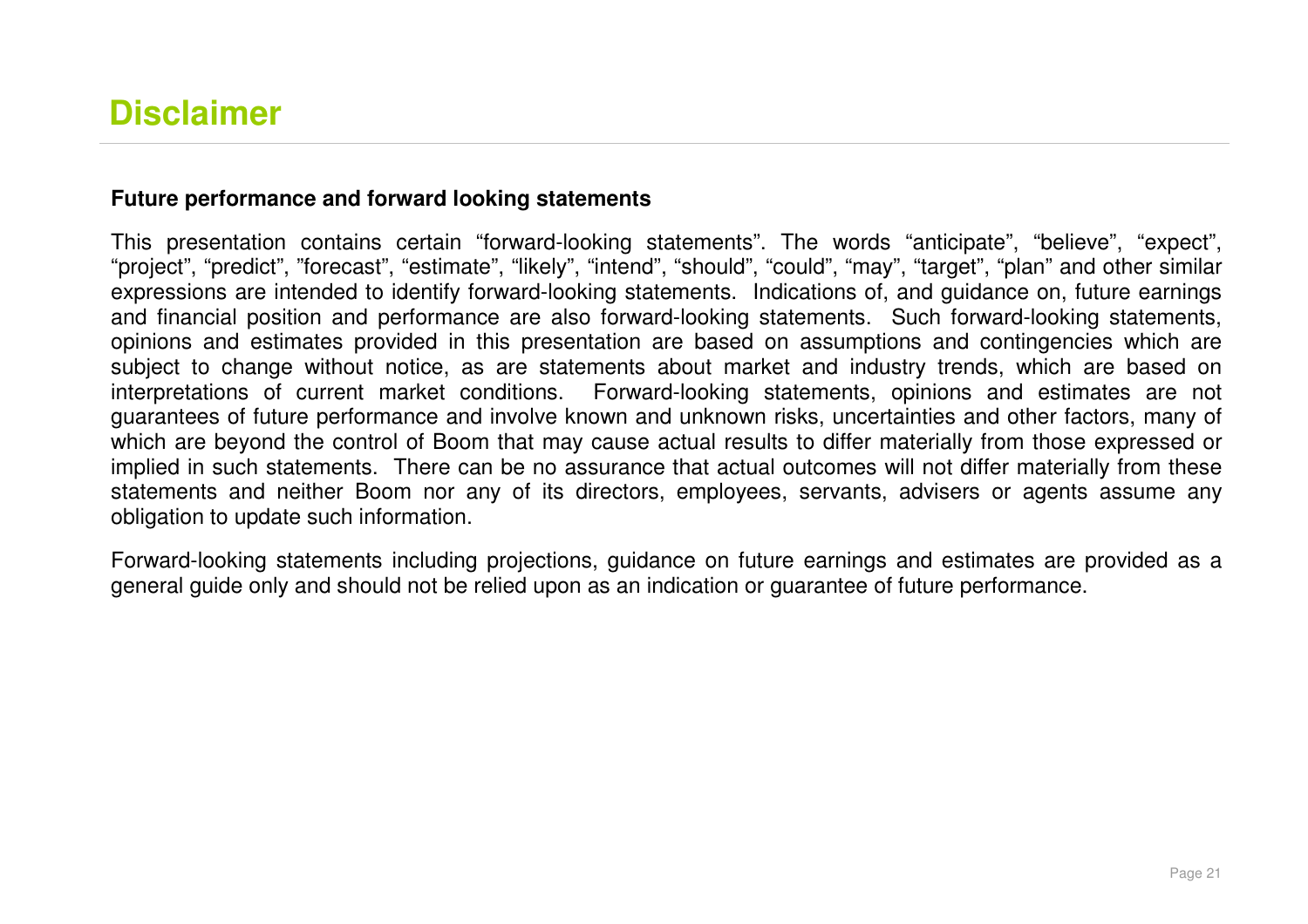# Disclaimer

**Future performance and forward looking statements**

This presentation contains certain “forward-looking statements”. The words “anticipate”, “believe”, “expect”, “project”, “predict”, ”forecast”, “estimate”, “likely”, “intend”, “should”, “could”, “may”, “target”, “plan” and other similar expressions are intended to identify forward-looking statements. Indications of, and guidance on, future earnings and financial position and performance are also forward-looking statements. Such forward-looking statements, opinions and estimates provided in this presentation are based on assumptions and contingencies which are subject to change without notice, as are statements about market and industry trends, which are based on interpretations of current market conditions. Forward-looking statements, opinions and estimates are not guarantees of future performance and involve known and unknown risks, uncertainties and other factors, many of which are beyond the control of Boom that may cause actual results to differ materially from those expressed or implied in such statements. There can be no assurance that actual outcomes will not differ materially from these statements and neither Boom nor any of its directors, employees, servants, advisers or agents assume any obligation to update such information.

Forward-looking statements including projections, guidance on future earnings and estimates are provided as a general guide only and should not be relied upon as an indication or guarantee of future performance.